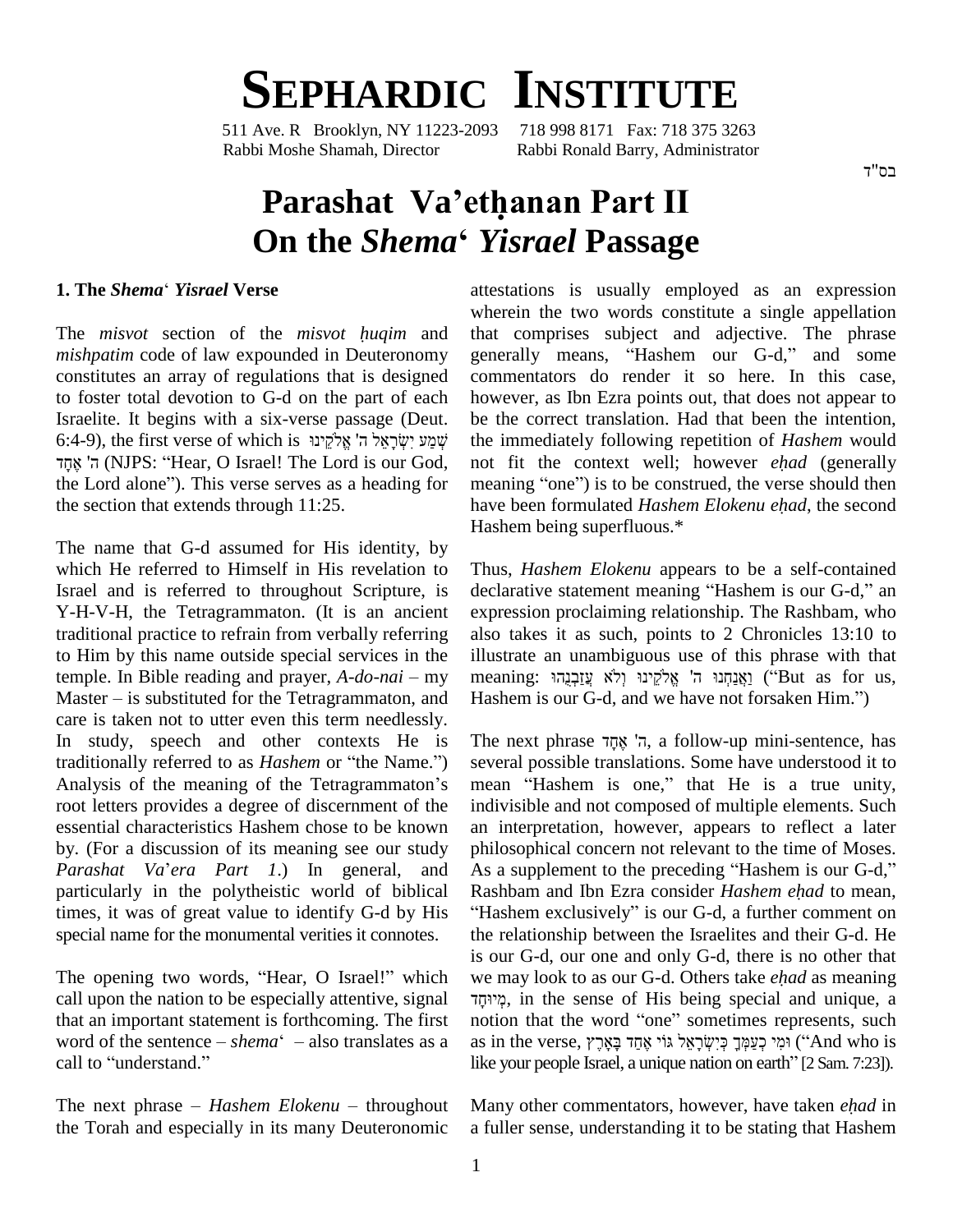# Sephardic Institute

511 Ave. R Brooklyn, NY 11223-2093 718 998 8171 Fax: 718 375 3263
Rabbi Moshe Shamah, Director Rabbi Ronald Barry, Administrator

בס"ד

# Parashat Va'etḥanan Part II
# On the *Shema' Yisrael* Passage

## 1. The *Shema' Yisrael* Verse

The *misvot* section of the *misvot ḥuqim* and *mishpatim* code of law expounded in Deuteronomy constitutes an array of regulations that is designed to foster total devotion to G-d on the part of each Israelite. It begins with a six-verse passage (Deut. 6:4-9), the first verse of which is שְׁמַע יִשְׂרָאֵל ה' אֱלֹקֵינוּ ה' אֶחָד (NJPS: "Hear, O Israel! The Lord is our God, the Lord alone"). This verse serves as a heading for the section that extends through 11:25.

The name that G-d assumed for His identity, by which He referred to Himself in His revelation to Israel and is referred to throughout Scripture, is Y-H-V-H, the Tetragrammaton. (It is an ancient traditional practice to refrain from verbally referring to Him by this name outside special services in the temple. In Bible reading and prayer, *A-do-nai* – my Master – is substituted for the Tetragrammaton, and care is taken not to utter even this term needlessly. In study, speech and other contexts He is traditionally referred to as *Hashem* or "the Name.") Analysis of the meaning of the Tetragrammaton's root letters provides a degree of discernment of the essential characteristics Hashem chose to be known by. (For a discussion of its meaning see our study *Parashat Va'era Part 1*.) In general, and particularly in the polytheistic world of biblical times, it was of great value to identify G-d by His special name for the monumental verities it connotes.

The opening two words, "Hear, O Israel!" which call upon the nation to be especially attentive, signal that an important statement is forthcoming. The first word of the sentence – *shema'* – also translates as a call to "understand."

The next phrase – *Hashem Elokenu* – throughout the Torah and especially in its many Deuteronomic attestations is usually employed as an expression wherein the two words constitute a single appellation that comprises subject and adjective. The phrase generally means, "Hashem our G-d," and some commentators do render it so here. In this case, however, as Ibn Ezra points out, that does not appear to be the correct translation. Had that been the intention, the immediately following repetition of *Hashem* would not fit the context well; however *eḥad* (generally meaning "one") is to be construed, the verse should then have been formulated *Hashem Elokenu eḥad*, the second Hashem being superfluous.*

Thus, *Hashem Elokenu* appears to be a self-contained declarative statement meaning "Hashem is our G-d," an expression proclaiming relationship. The Rashbam, who also takes it as such, points to 2 Chronicles 13:10 to illustrate an unambiguous use of this phrase with that meaning: וַאֲנַחְנוּ ה' אֱלֹקֵינוּ וְלֹא עֲזַבְנֻהוּ ("But as for us, Hashem is our G-d, and we have not forsaken Him.")

The next phrase ה' אֶחָד, a follow-up mini-sentence, has several possible translations. Some have understood it to mean "Hashem is one," that He is a true unity, indivisible and not composed of multiple elements. Such an interpretation, however, appears to reflect a later philosophical concern not relevant to the time of Moses. As a supplement to the preceding "Hashem is our G-d," Rashbam and Ibn Ezra consider *Hashem eḥad* to mean, "Hashem exclusively" is our G-d, a further comment on the relationship between the Israelites and their G-d. He is our G-d, our one and only G-d, there is no other that we may look to as our G-d. Others take *eḥad* as meaning מְיוּחָד, in the sense of His being special and unique, a notion that the word "one" sometimes represents, such as in the verse, וּמִי כְעַמְּךָ כְּיִשְׂרָאֵל גּוֹי אֶחָד בָּאָרֶץ ("And who is like your people Israel, a unique nation on earth" [2 Sam. 7:23]).

Many other commentators, however, have taken *eḥad* in a fuller sense, understanding it to be stating that Hashem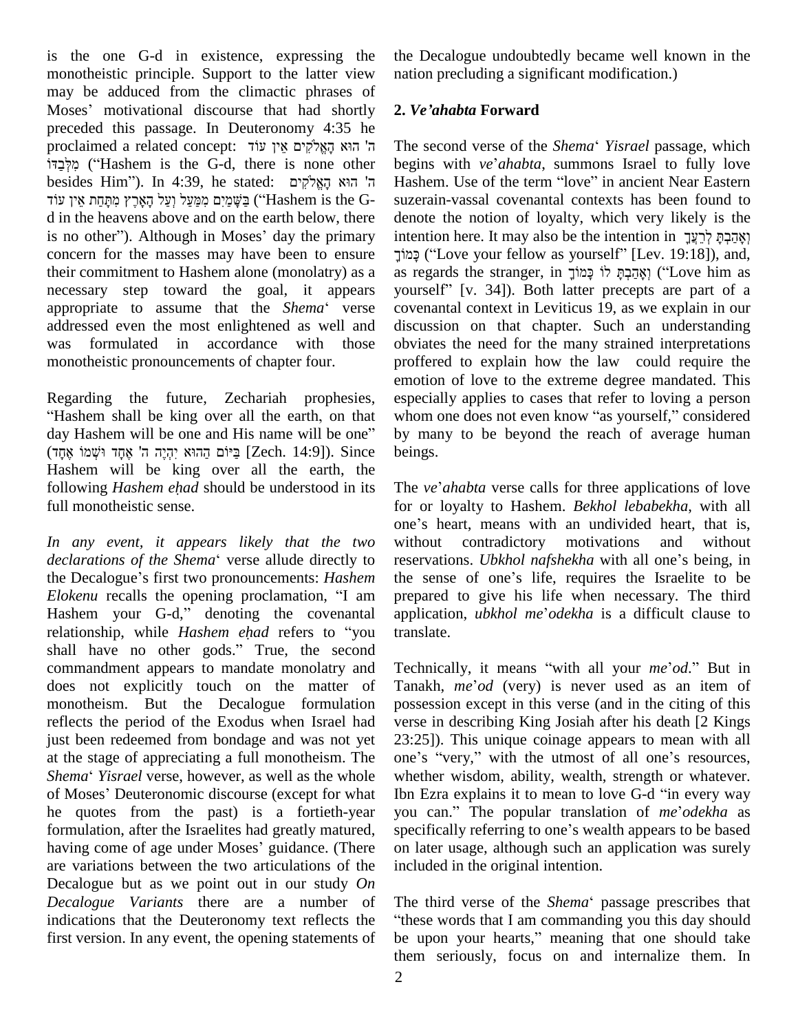is the one G-d in existence, expressing the monotheistic principle. Support to the latter view may be adduced from the climactic phrases of Moses' motivational discourse that had shortly preceded this passage. In Deuteronomy 4:35 he proclaimed a related concept: ה' הוּא הָאֱלֹקִים אֵין עוֹד מִלְּבַדּוֹ ("Hashem is the G-d, there is none other besides Him"). In 4:39, he stated: ה' הוּא הָאֱלֹקִים בַּשָּׁמַיִם מִמַּעַל וְעַל הָאָרֶץ מִתָּחַת אֵין עוֹד ("Hashem is the G-d in the heavens above and on the earth below, there is no other"). Although in Moses' day the primary concern for the masses may have been to ensure their commitment to Hashem alone (monolatry) as a necessary step toward the goal, it appears appropriate to assume that the *Shema*' verse addressed even the most enlightened as well and was formulated in accordance with those monotheistic pronouncements of chapter four.

Regarding the future, Zechariah prophesies, "Hashem shall be king over all the earth, on that day Hashem will be one and His name will be one" (בַּיּוֹם הַהוּא יִהְיֶה ה' אֶחָד וּשְׁמוֹ אֶחָד [Zech. 14:9]). Since Hashem will be king over all the earth, the following *Hashem eḥad* should be understood in its full monotheistic sense.

*In any event, it appears likely that the two declarations of the Shema*' verse allude directly to the Decalogue's first two pronouncements: *Hashem Elokenu* recalls the opening proclamation, "I am Hashem your G-d," denoting the covenantal relationship, while *Hashem eḥad* refers to "you shall have no other gods." True, the second commandment appears to mandate monolatry and does not explicitly touch on the matter of monotheism. But the Decalogue formulation reflects the period of the Exodus when Israel had just been redeemed from bondage and was not yet at the stage of appreciating a full monotheism. The *Shema*' *Yisrael* verse, however, as well as the whole of Moses' Deuteronomic discourse (except for what he quotes from the past) is a fortieth-year formulation, after the Israelites had greatly matured, having come of age under Moses' guidance. (There are variations between the two articulations of the Decalogue but as we point out in our study *On Decalogue Variants* there are a number of indications that the Deuteronomy text reflects the first version. In any event, the opening statements of the Decalogue undoubtedly became well known in the nation precluding a significant modification.)

## 2. *Ve'ahabta* Forward

The second verse of the *Shema*' *Yisrael* passage, which begins with *ve*'*ahabta*, summons Israel to fully love Hashem. Use of the term "love" in ancient Near Eastern suzerain-vassal covenantal contexts has been found to denote the notion of loyalty, which very likely is the intention here. It may also be the intention in וְאָהַבְתָּ לְרֵעֲךָ כָּמוֹךָ ("Love your fellow as yourself" [Lev. 19:18]), and, as regards the stranger, in וְאָהַבְתָּ לוֹ כָּמוֹךָ ("Love him as yourself" [v. 34]). Both latter precepts are part of a covenantal context in Leviticus 19, as we explain in our discussion on that chapter. Such an understanding obviates the need for the many strained interpretations proffered to explain how the law could require the emotion of love to the extreme degree mandated. This especially applies to cases that refer to loving a person whom one does not even know "as yourself," considered by many to be beyond the reach of average human beings.

The *ve*'*ahabta* verse calls for three applications of love for or loyalty to Hashem. *Bekhol lebabekha*, with all one's heart, means with an undivided heart, that is, without contradictory motivations and without reservations. *Ubkhol nafshekha* with all one's being, in the sense of one's life, requires the Israelite to be prepared to give his life when necessary. The third application, *ubkhol me*'*odekha* is a difficult clause to translate.

Technically, it means "with all your *me*'*od*." But in Tanakh, *me*'*od* (very) is never used as an item of possession except in this verse (and in the citing of this verse in describing King Josiah after his death [2 Kings 23:25]). This unique coinage appears to mean with all one's "very," with the utmost of all one's resources, whether wisdom, ability, wealth, strength or whatever. Ibn Ezra explains it to mean to love G-d "in every way you can." The popular translation of *me*'*odekha* as specifically referring to one's wealth appears to be based on later usage, although such an application was surely included in the original intention.

The third verse of the *Shema*' passage prescribes that "these words that I am commanding you this day should be upon your hearts," meaning that one should take them seriously, focus on and internalize them. In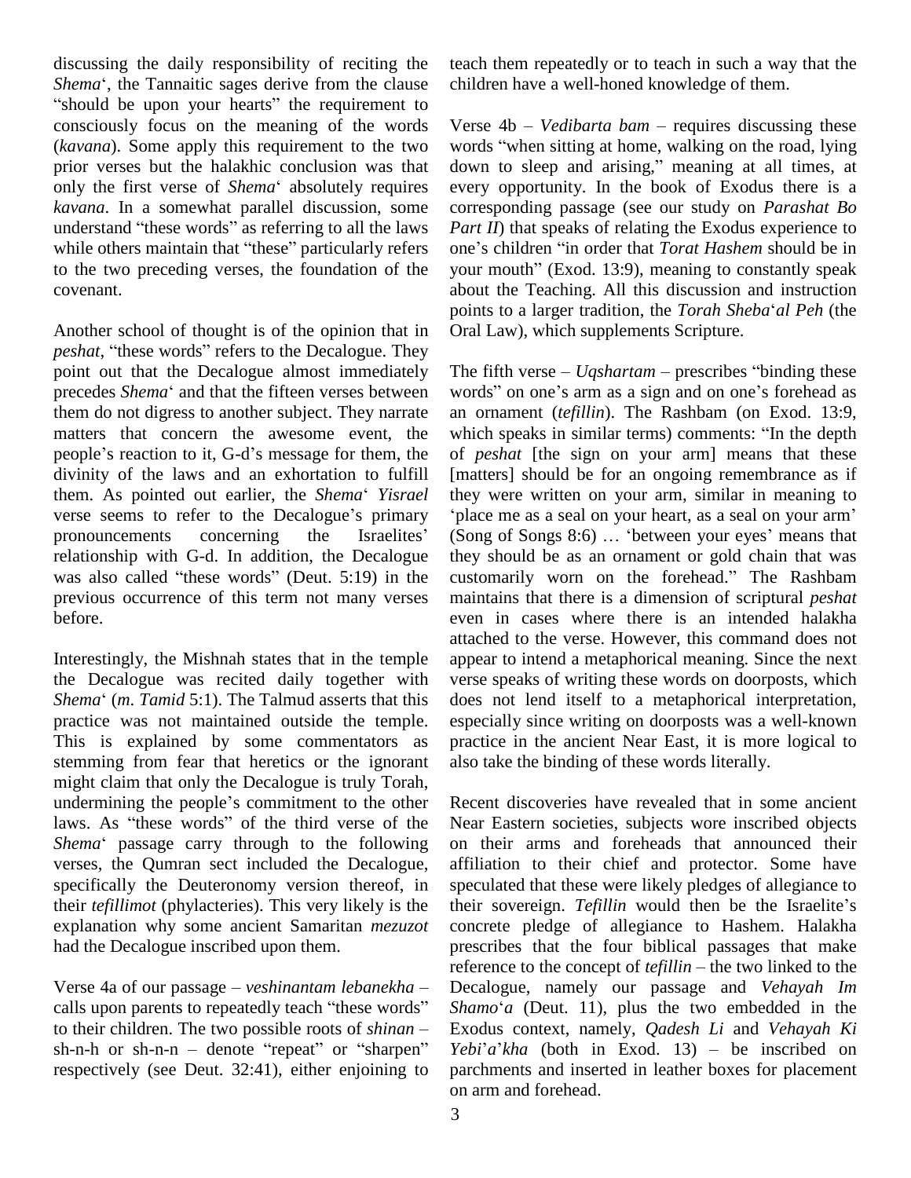discussing the daily responsibility of reciting the *Shema*', the Tannaitic sages derive from the clause "should be upon your hearts" the requirement to consciously focus on the meaning of the words (*kavana*). Some apply this requirement to the two prior verses but the halakhic conclusion was that only the first verse of *Shema*' absolutely requires *kavana*. In a somewhat parallel discussion, some understand "these words" as referring to all the laws while others maintain that "these" particularly refers to the two preceding verses, the foundation of the covenant.

Another school of thought is of the opinion that in *peshat*, "these words" refers to the Decalogue. They point out that the Decalogue almost immediately precedes *Shema*' and that the fifteen verses between them do not digress to another subject. They narrate matters that concern the awesome event, the people's reaction to it, G-d's message for them, the divinity of the laws and an exhortation to fulfill them. As pointed out earlier, the *Shema*' *Yisrael* verse seems to refer to the Decalogue's primary pronouncements concerning the Israelites' relationship with G-d. In addition, the Decalogue was also called "these words" (Deut. 5:19) in the previous occurrence of this term not many verses before.

Interestingly, the Mishnah states that in the temple the Decalogue was recited daily together with *Shema*' (*m. Tamid* 5:1). The Talmud asserts that this practice was not maintained outside the temple. This is explained by some commentators as stemming from fear that heretics or the ignorant might claim that only the Decalogue is truly Torah, undermining the people's commitment to the other laws. As "these words" of the third verse of the *Shema*' passage carry through to the following verses, the Qumran sect included the Decalogue, specifically the Deuteronomy version thereof, in their *tefillimot* (phylacteries). This very likely is the explanation why some ancient Samaritan *mezuzot* had the Decalogue inscribed upon them.

Verse 4a of our passage – *veshinantam lebanekha* – calls upon parents to repeatedly teach "these words" to their children. The two possible roots of *shinan* – sh-n-h or sh-n-n – denote "repeat" or "sharpen" respectively (see Deut. 32:41), either enjoining to teach them repeatedly or to teach in such a way that the children have a well-honed knowledge of them.

Verse 4b – *Vedibarta bam* – requires discussing these words "when sitting at home, walking on the road, lying down to sleep and arising," meaning at all times, at every opportunity. In the book of Exodus there is a corresponding passage (see our study on *Parashat Bo Part II*) that speaks of relating the Exodus experience to one's children "in order that *Torat Hashem* should be in your mouth" (Exod. 13:9), meaning to constantly speak about the Teaching. All this discussion and instruction points to a larger tradition, the *Torah Sheba*'*al Peh* (the Oral Law), which supplements Scripture.

The fifth verse – *Uqshartam* – prescribes "binding these words" on one's arm as a sign and on one's forehead as an ornament (*tefillin*). The Rashbam (on Exod. 13:9, which speaks in similar terms) comments: "In the depth of *peshat* [the sign on your arm] means that these [matters] should be for an ongoing remembrance as if they were written on your arm, similar in meaning to 'place me as a seal on your heart, as a seal on your arm' (Song of Songs 8:6) … 'between your eyes' means that they should be as an ornament or gold chain that was customarily worn on the forehead." The Rashbam maintains that there is a dimension of scriptural *peshat* even in cases where there is an intended halakha attached to the verse. However, this command does not appear to intend a metaphorical meaning. Since the next verse speaks of writing these words on doorposts, which does not lend itself to a metaphorical interpretation, especially since writing on doorposts was a well-known practice in the ancient Near East, it is more logical to also take the binding of these words literally.

Recent discoveries have revealed that in some ancient Near Eastern societies, subjects wore inscribed objects on their arms and foreheads that announced their affiliation to their chief and protector. Some have speculated that these were likely pledges of allegiance to their sovereign. *Tefillin* would then be the Israelite's concrete pledge of allegiance to Hashem. Halakha prescribes that the four biblical passages that make reference to the concept of *tefillin* – the two linked to the Decalogue, namely our passage and *Vehayah Im Shamo*'*a* (Deut. 11), plus the two embedded in the Exodus context, namely, *Qadesh Li* and *Vehayah Ki Yebi*'*a*'*kha* (both in Exod. 13) – be inscribed on parchments and inserted in leather boxes for placement on arm and forehead.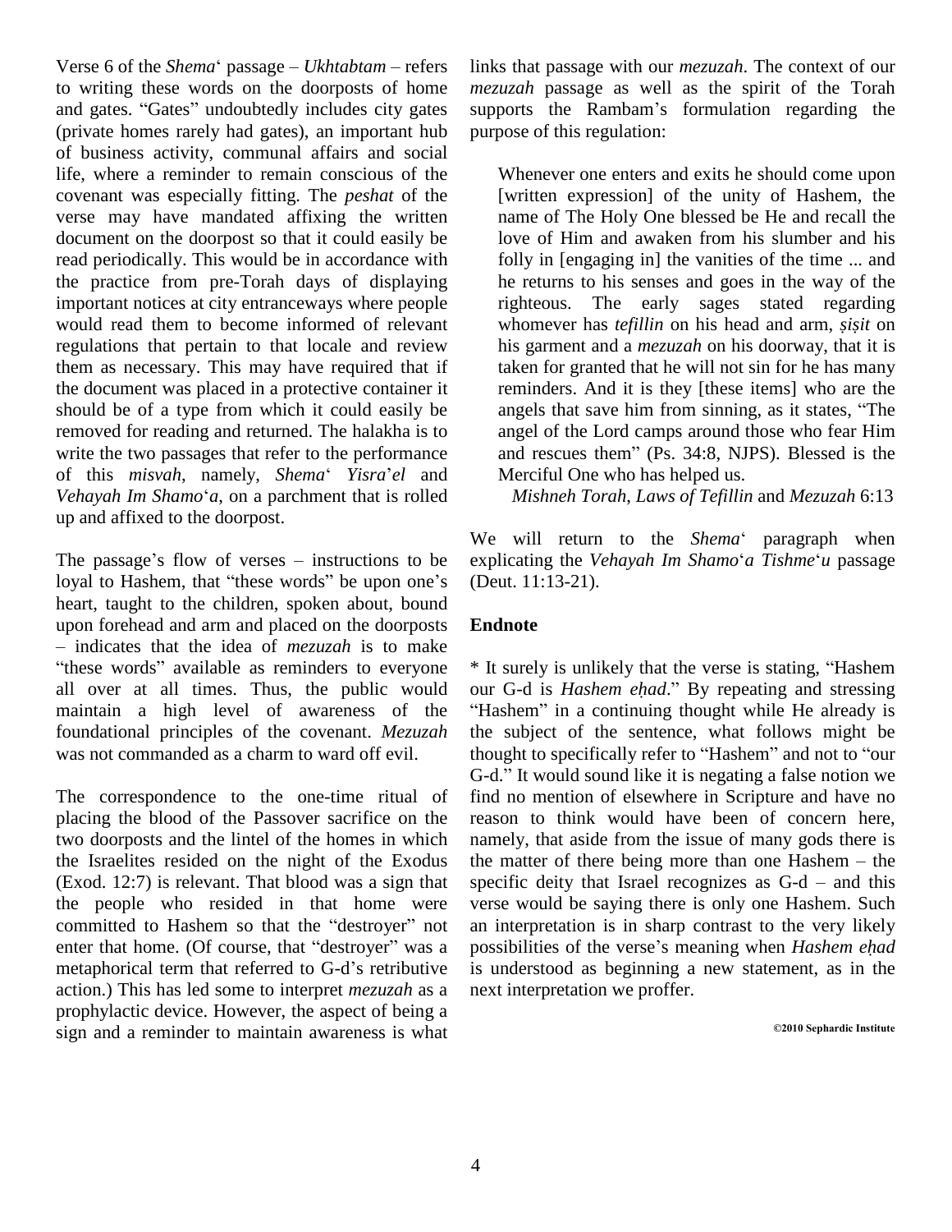Verse 6 of the *Shema*' passage – *Ukhtabtam* – refers to writing these words on the doorposts of home and gates. "Gates" undoubtedly includes city gates (private homes rarely had gates), an important hub of business activity, communal affairs and social life, where a reminder to remain conscious of the covenant was especially fitting. The *peshat* of the verse may have mandated affixing the written document on the doorpost so that it could easily be read periodically. This would be in accordance with the practice from pre-Torah days of displaying important notices at city entranceways where people would read them to become informed of relevant regulations that pertain to that locale and review them as necessary. This may have required that if the document was placed in a protective container it should be of a type from which it could easily be removed for reading and returned. The halakha is to write the two passages that refer to the performance of this *misvah*, namely, *Shema*' *Yisra*'*el* and *Vehayah Im Shamo*'*a*, on a parchment that is rolled up and affixed to the doorpost.

The passage's flow of verses – instructions to be loyal to Hashem, that "these words" be upon one's heart, taught to the children, spoken about, bound upon forehead and arm and placed on the doorposts – indicates that the idea of *mezuzah* is to make "these words" available as reminders to everyone all over at all times. Thus, the public would maintain a high level of awareness of the foundational principles of the covenant. *Mezuzah* was not commanded as a charm to ward off evil.

The correspondence to the one-time ritual of placing the blood of the Passover sacrifice on the two doorposts and the lintel of the homes in which the Israelites resided on the night of the Exodus (Exod. 12:7) is relevant. That blood was a sign that the people who resided in that home were committed to Hashem so that the "destroyer" not enter that home. (Of course, that "destroyer" was a metaphorical term that referred to G-d's retributive action.) This has led some to interpret *mezuzah* as a prophylactic device. However, the aspect of being a sign and a reminder to maintain awareness is what links that passage with our *mezuzah*. The context of our *mezuzah* passage as well as the spirit of the Torah supports the Rambam's formulation regarding the purpose of this regulation:

> Whenever one enters and exits he should come upon [written expression] of the unity of Hashem, the name of The Holy One blessed be He and recall the love of Him and awaken from his slumber and his folly in [engaging in] the vanities of the time ... and he returns to his senses and goes in the way of the righteous. The early sages stated regarding whomever has *tefillin* on his head and arm, *ṣiṣit* on his garment and a *mezuzah* on his doorway, that it is taken for granted that he will not sin for he has many reminders. And it is they [these items] who are the angels that save him from sinning, as it states, "The angel of the Lord camps around those who fear Him and rescues them" (Ps. 34:8, NJPS). Blessed is the Merciful One who has helped us.
>
> *Mishneh Torah*, *Laws of Tefillin* and *Mezuzah* 6:13

We will return to the *Shema*' paragraph when explicating the *Vehayah Im Shamo*'*a Tishme*'*u* passage (Deut. 11:13-21).

## Endnote

* It surely is unlikely that the verse is stating, "Hashem our G-d is *Hashem eḥad*." By repeating and stressing "Hashem" in a continuing thought while He already is the subject of the sentence, what follows might be thought to specifically refer to "Hashem" and not to "our G-d." It would sound like it is negating a false notion we find no mention of elsewhere in Scripture and have no reason to think would have been of concern here, namely, that aside from the issue of many gods there is the matter of there being more than one Hashem – the specific deity that Israel recognizes as G-d – and this verse would be saying there is only one Hashem. Such an interpretation is in sharp contrast to the very likely possibilities of the verse's meaning when *Hashem eḥad* is understood as beginning a new statement, as in the next interpretation we proffer.

©2010 Sephardic Institute